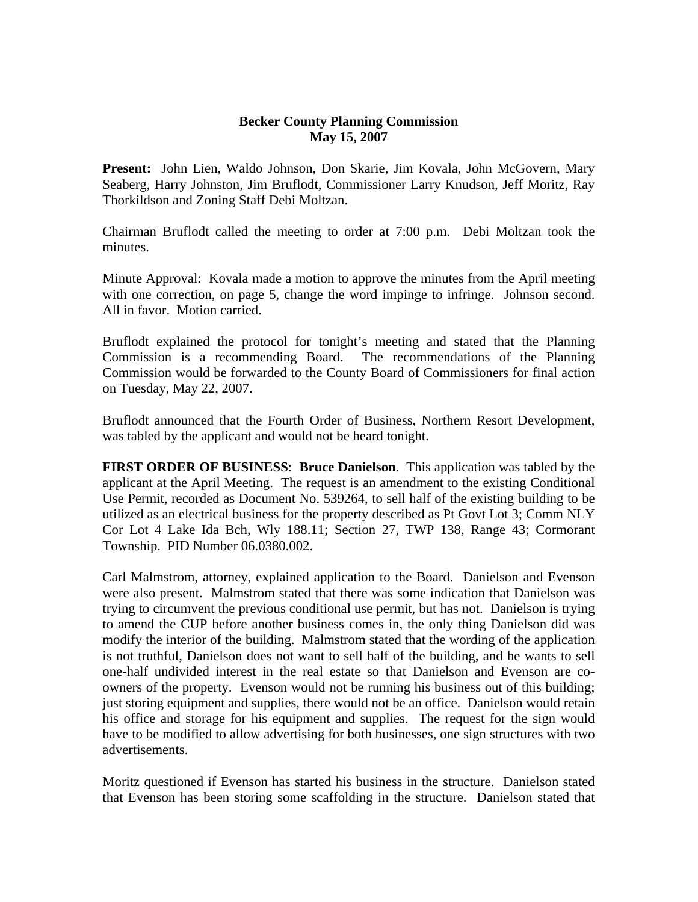**Becker County Planning Commission**
**May 15, 2007**

**Present:** John Lien, Waldo Johnson, Don Skarie, Jim Kovala, John McGovern, Mary Seaberg, Harry Johnston, Jim Bruflodt, Commissioner Larry Knudson, Jeff Moritz, Ray Thorkildson and Zoning Staff Debi Moltzan.

Chairman Bruflodt called the meeting to order at 7:00 p.m. Debi Moltzan took the minutes.

Minute Approval: Kovala made a motion to approve the minutes from the April meeting with one correction, on page 5, change the word impinge to infringe. Johnson second. All in favor. Motion carried.

Bruflodt explained the protocol for tonight's meeting and stated that the Planning Commission is a recommending Board. The recommendations of the Planning Commission would be forwarded to the County Board of Commissioners for final action on Tuesday, May 22, 2007.

Bruflodt announced that the Fourth Order of Business, Northern Resort Development, was tabled by the applicant and would not be heard tonight.

**FIRST ORDER OF BUSINESS**: **Bruce Danielson**. This application was tabled by the applicant at the April Meeting. The request is an amendment to the existing Conditional Use Permit, recorded as Document No. 539264, to sell half of the existing building to be utilized as an electrical business for the property described as Pt Govt Lot 3; Comm NLY Cor Lot 4 Lake Ida Bch, Wly 188.11; Section 27, TWP 138, Range 43; Cormorant Township. PID Number 06.0380.002.

Carl Malmstrom, attorney, explained application to the Board. Danielson and Evenson were also present. Malmstrom stated that there was some indication that Danielson was trying to circumvent the previous conditional use permit, but has not. Danielson is trying to amend the CUP before another business comes in, the only thing Danielson did was modify the interior of the building. Malmstrom stated that the wording of the application is not truthful, Danielson does not want to sell half of the building, and he wants to sell one-half undivided interest in the real estate so that Danielson and Evenson are co-owners of the property. Evenson would not be running his business out of this building; just storing equipment and supplies, there would not be an office. Danielson would retain his office and storage for his equipment and supplies. The request for the sign would have to be modified to allow advertising for both businesses, one sign structures with two advertisements.

Moritz questioned if Evenson has started his business in the structure. Danielson stated that Evenson has been storing some scaffolding in the structure. Danielson stated that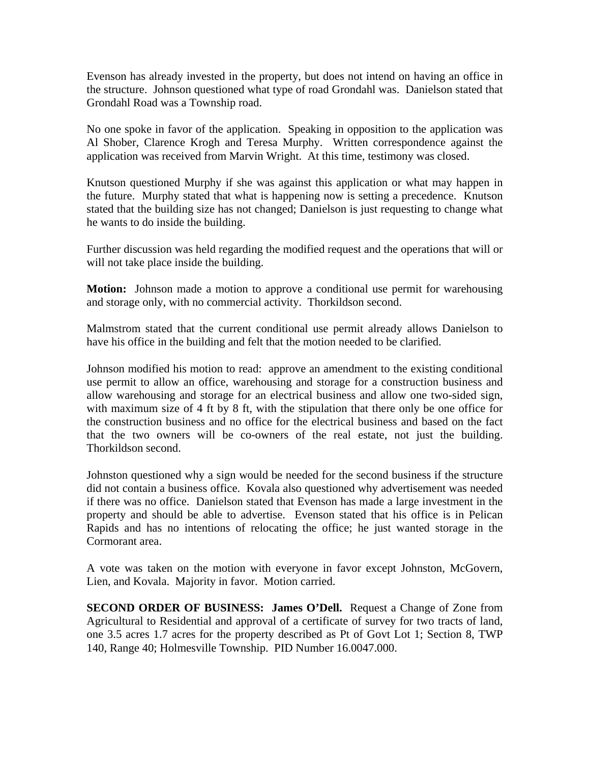Evenson has already invested in the property, but does not intend on having an office in the structure. Johnson questioned what type of road Grondahl was. Danielson stated that Grondahl Road was a Township road.

No one spoke in favor of the application. Speaking in opposition to the application was Al Shober, Clarence Krogh and Teresa Murphy. Written correspondence against the application was received from Marvin Wright. At this time, testimony was closed.

Knutson questioned Murphy if she was against this application or what may happen in the future. Murphy stated that what is happening now is setting a precedence. Knutson stated that the building size has not changed; Danielson is just requesting to change what he wants to do inside the building.

Further discussion was held regarding the modified request and the operations that will or will not take place inside the building.

**Motion:** Johnson made a motion to approve a conditional use permit for warehousing and storage only, with no commercial activity. Thorkildson second.

Malmstrom stated that the current conditional use permit already allows Danielson to have his office in the building and felt that the motion needed to be clarified.

Johnson modified his motion to read: approve an amendment to the existing conditional use permit to allow an office, warehousing and storage for a construction business and allow warehousing and storage for an electrical business and allow one two-sided sign, with maximum size of 4 ft by 8 ft, with the stipulation that there only be one office for the construction business and no office for the electrical business and based on the fact that the two owners will be co-owners of the real estate, not just the building. Thorkildson second.

Johnston questioned why a sign would be needed for the second business if the structure did not contain a business office. Kovala also questioned why advertisement was needed if there was no office. Danielson stated that Evenson has made a large investment in the property and should be able to advertise. Evenson stated that his office is in Pelican Rapids and has no intentions of relocating the office; he just wanted storage in the Cormorant area.

A vote was taken on the motion with everyone in favor except Johnston, McGovern, Lien, and Kovala. Majority in favor. Motion carried.

**SECOND ORDER OF BUSINESS: James O'Dell.** Request a Change of Zone from Agricultural to Residential and approval of a certificate of survey for two tracts of land, one 3.5 acres 1.7 acres for the property described as Pt of Govt Lot 1; Section 8, TWP 140, Range 40; Holmesville Township. PID Number 16.0047.000.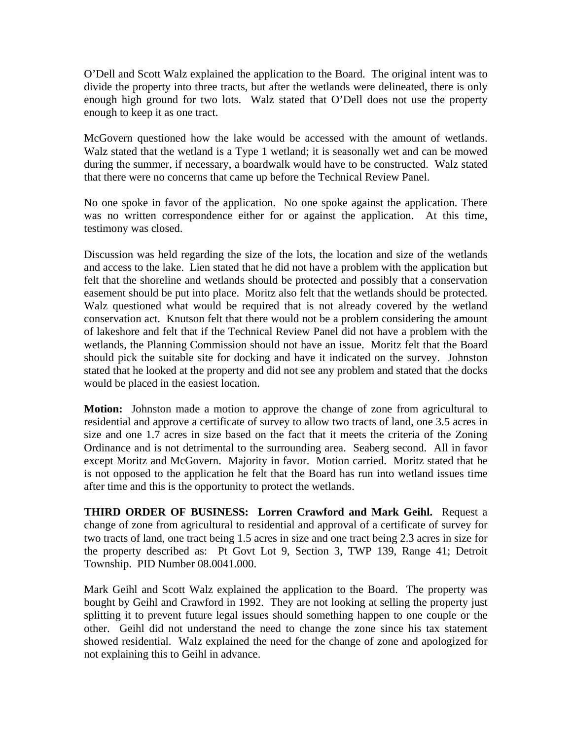O'Dell and Scott Walz explained the application to the Board. The original intent was to divide the property into three tracts, but after the wetlands were delineated, there is only enough high ground for two lots. Walz stated that O'Dell does not use the property enough to keep it as one tract.

McGovern questioned how the lake would be accessed with the amount of wetlands. Walz stated that the wetland is a Type 1 wetland; it is seasonally wet and can be mowed during the summer, if necessary, a boardwalk would have to be constructed. Walz stated that there were no concerns that came up before the Technical Review Panel.

No one spoke in favor of the application. No one spoke against the application. There was no written correspondence either for or against the application. At this time, testimony was closed.

Discussion was held regarding the size of the lots, the location and size of the wetlands and access to the lake. Lien stated that he did not have a problem with the application but felt that the shoreline and wetlands should be protected and possibly that a conservation easement should be put into place. Moritz also felt that the wetlands should be protected. Walz questioned what would be required that is not already covered by the wetland conservation act. Knutson felt that there would not be a problem considering the amount of lakeshore and felt that if the Technical Review Panel did not have a problem with the wetlands, the Planning Commission should not have an issue. Moritz felt that the Board should pick the suitable site for docking and have it indicated on the survey. Johnston stated that he looked at the property and did not see any problem and stated that the docks would be placed in the easiest location.

**Motion:** Johnston made a motion to approve the change of zone from agricultural to residential and approve a certificate of survey to allow two tracts of land, one 3.5 acres in size and one 1.7 acres in size based on the fact that it meets the criteria of the Zoning Ordinance and is not detrimental to the surrounding area. Seaberg second. All in favor except Moritz and McGovern. Majority in favor. Motion carried. Moritz stated that he is not opposed to the application he felt that the Board has run into wetland issues time after time and this is the opportunity to protect the wetlands.

**THIRD ORDER OF BUSINESS: Lorren Crawford and Mark Geihl.** Request a change of zone from agricultural to residential and approval of a certificate of survey for two tracts of land, one tract being 1.5 acres in size and one tract being 2.3 acres in size for the property described as: Pt Govt Lot 9, Section 3, TWP 139, Range 41; Detroit Township. PID Number 08.0041.000.

Mark Geihl and Scott Walz explained the application to the Board. The property was bought by Geihl and Crawford in 1992. They are not looking at selling the property just splitting it to prevent future legal issues should something happen to one couple or the other. Geihl did not understand the need to change the zone since his tax statement showed residential. Walz explained the need for the change of zone and apologized for not explaining this to Geihl in advance.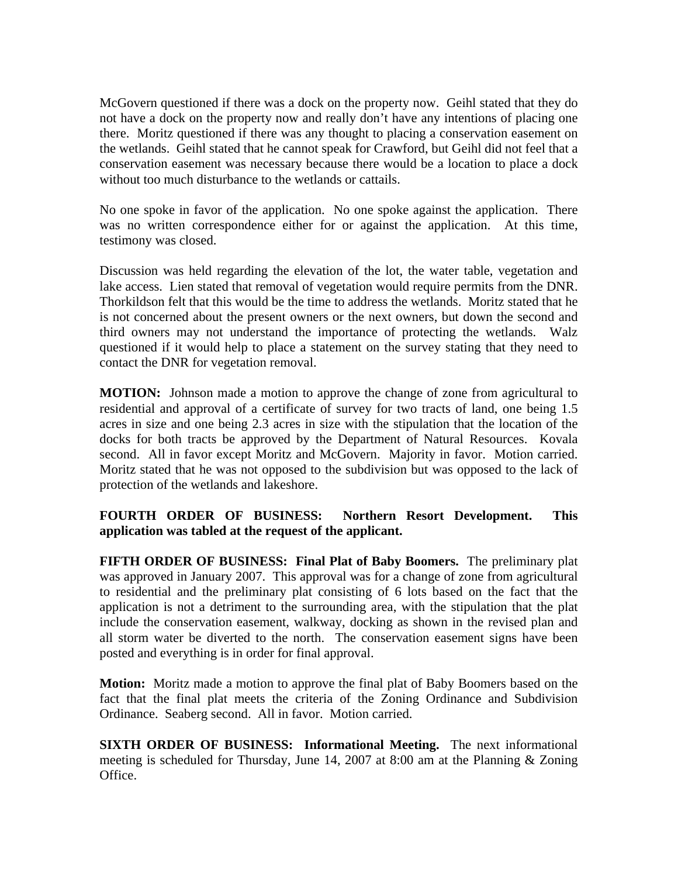McGovern questioned if there was a dock on the property now. Geihl stated that they do not have a dock on the property now and really don't have any intentions of placing one there. Moritz questioned if there was any thought to placing a conservation easement on the wetlands. Geihl stated that he cannot speak for Crawford, but Geihl did not feel that a conservation easement was necessary because there would be a location to place a dock without too much disturbance to the wetlands or cattails.

No one spoke in favor of the application. No one spoke against the application. There was no written correspondence either for or against the application. At this time, testimony was closed.

Discussion was held regarding the elevation of the lot, the water table, vegetation and lake access. Lien stated that removal of vegetation would require permits from the DNR. Thorkildson felt that this would be the time to address the wetlands. Moritz stated that he is not concerned about the present owners or the next owners, but down the second and third owners may not understand the importance of protecting the wetlands. Walz questioned if it would help to place a statement on the survey stating that they need to contact the DNR for vegetation removal.

**MOTION:** Johnson made a motion to approve the change of zone from agricultural to residential and approval of a certificate of survey for two tracts of land, one being 1.5 acres in size and one being 2.3 acres in size with the stipulation that the location of the docks for both tracts be approved by the Department of Natural Resources. Kovala second. All in favor except Moritz and McGovern. Majority in favor. Motion carried. Moritz stated that he was not opposed to the subdivision but was opposed to the lack of protection of the wetlands and lakeshore.

**FOURTH ORDER OF BUSINESS: Northern Resort Development. This application was tabled at the request of the applicant.**

**FIFTH ORDER OF BUSINESS: Final Plat of Baby Boomers.** The preliminary plat was approved in January 2007. This approval was for a change of zone from agricultural to residential and the preliminary plat consisting of 6 lots based on the fact that the application is not a detriment to the surrounding area, with the stipulation that the plat include the conservation easement, walkway, docking as shown in the revised plan and all storm water be diverted to the north. The conservation easement signs have been posted and everything is in order for final approval.

**Motion:** Moritz made a motion to approve the final plat of Baby Boomers based on the fact that the final plat meets the criteria of the Zoning Ordinance and Subdivision Ordinance. Seaberg second. All in favor. Motion carried.

**SIXTH ORDER OF BUSINESS: Informational Meeting.** The next informational meeting is scheduled for Thursday, June 14, 2007 at 8:00 am at the Planning & Zoning Office.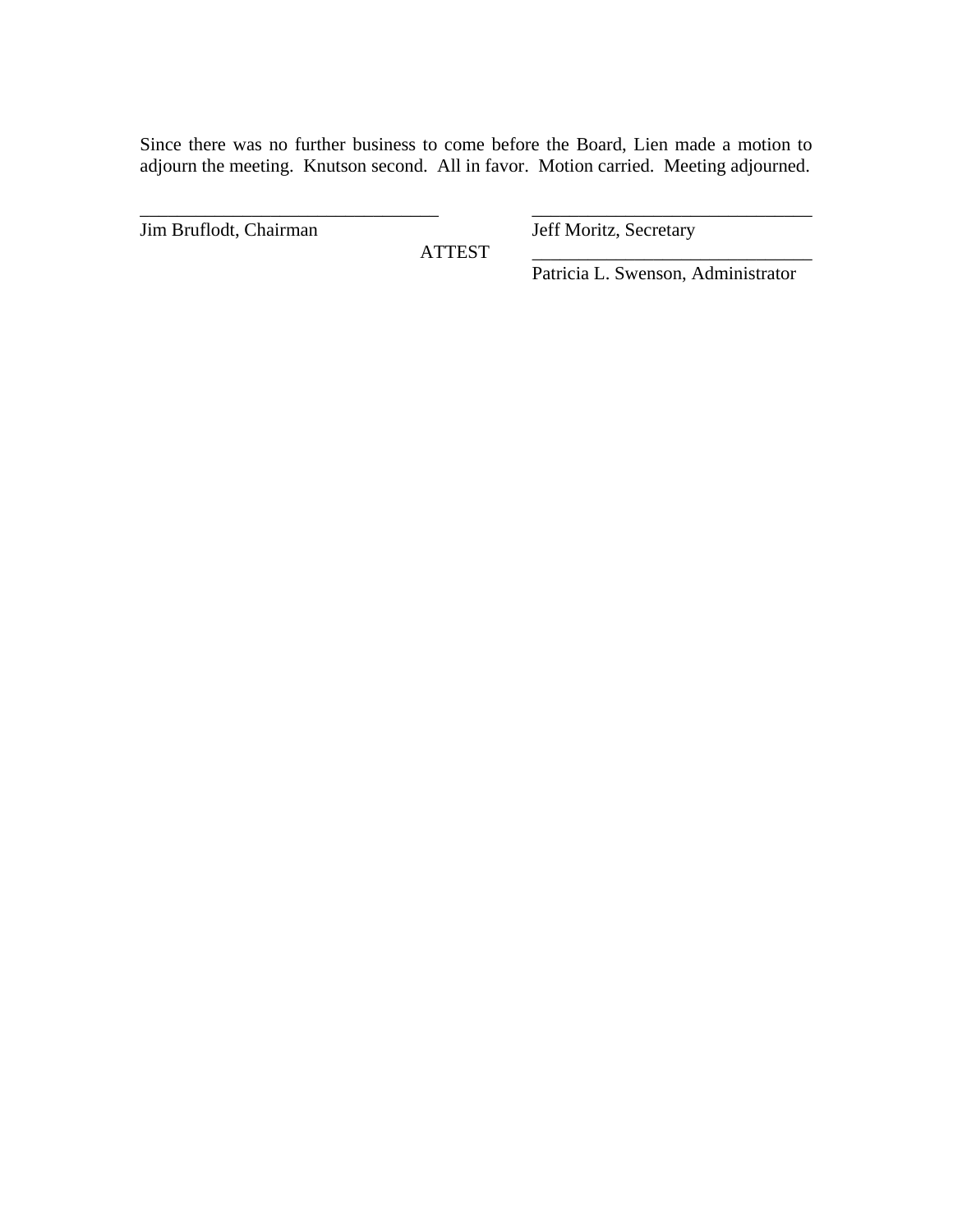Since there was no further business to come before the Board, Lien made a motion to adjourn the meeting. Knutson second. All in favor. Motion carried. Meeting adjourned.

_________________________________ _______________________________

Jim Bruflodt, Chairman Jeff Moritz, Secretary

ATTEST _______________________________

Patricia L. Swenson, Administrator